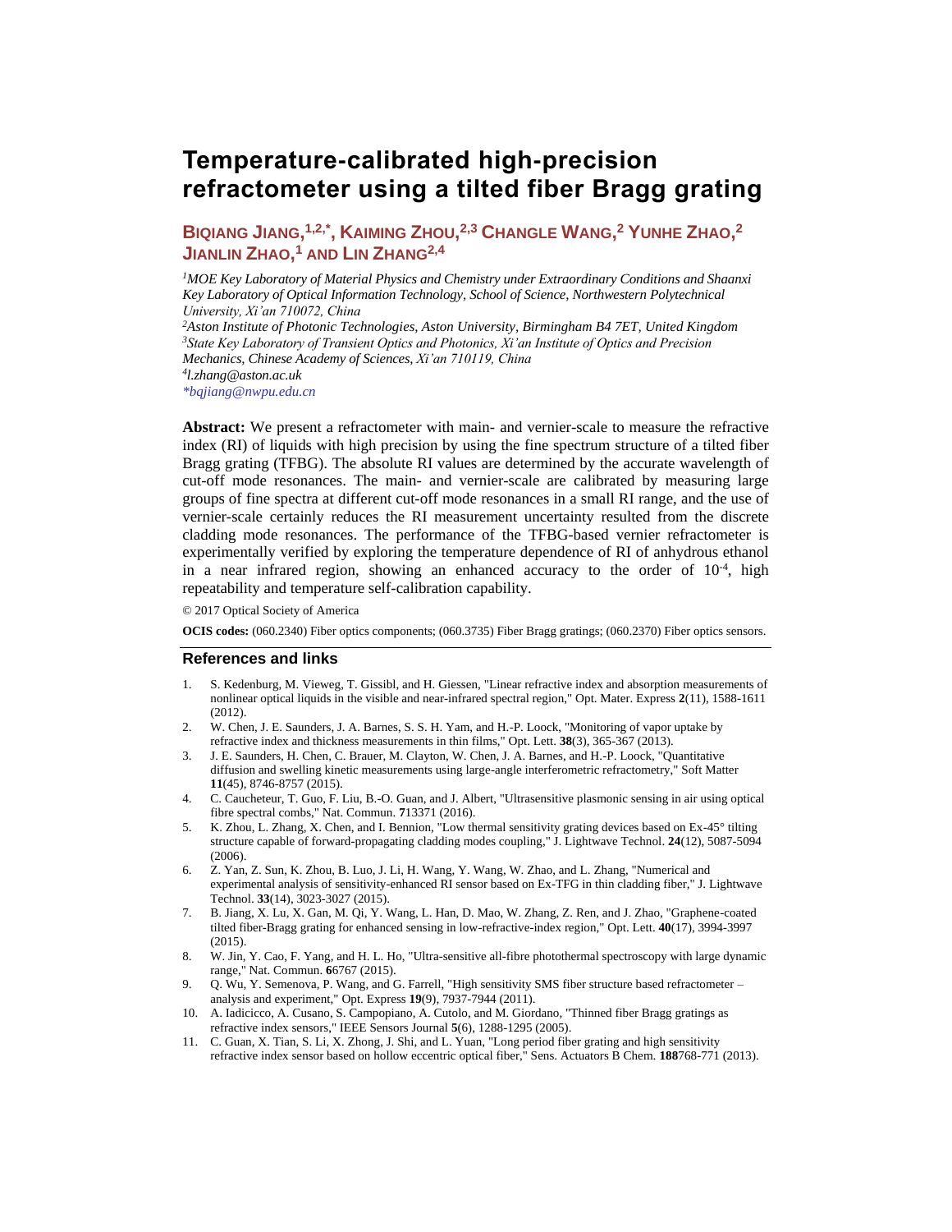# Temperature-calibrated high-precision refractometer using a tilted fiber Bragg grating

**BIQIANG JIANG,[1,2,*] KAIMING ZHOU,[2,3] CHANGLE WANG,[2] YUNHE ZHAO,[2] JIANLIN ZHAO,[1] AND LIN ZHANG[2,4]**

*[1]MOE Key Laboratory of Material Physics and Chemistry under Extraordinary Conditions and Shaanxi Key Laboratory of Optical Information Technology, School of Science, Northwestern Polytechnical University, Xi'an 710072, China*
*[2]Aston Institute of Photonic Technologies, Aston University, Birmingham B4 7ET, United Kingdom*
*[3]State Key Laboratory of Transient Optics and Photonics, Xi'an Institute of Optics and Precision Mechanics, Chinese Academy of Sciences, Xi'an 710119, China*
*[4]l.zhang@aston.ac.uk*
*\*bqjiang@nwpu.edu.cn*

**Abstract:** We present a refractometer with main- and vernier-scale to measure the refractive index (RI) of liquids with high precision by using the fine spectrum structure of a tilted fiber Bragg grating (TFBG). The absolute RI values are determined by the accurate wavelength of cut-off mode resonances. The main- and vernier-scale are calibrated by measuring large groups of fine spectra at different cut-off mode resonances in a small RI range, and the use of vernier-scale certainly reduces the RI measurement uncertainty resulted from the discrete cladding mode resonances. The performance of the TFBG-based vernier refractometer is experimentally verified by exploring the temperature dependence of RI of anhydrous ethanol in a near infrared region, showing an enhanced accuracy to the order of $10^{-4}$, high repeatability and temperature self-calibration capability.

© 2017 Optical Society of America

**OCIS codes:** (060.2340) Fiber optics components; (060.3735) Fiber Bragg gratings; (060.2370) Fiber optics sensors.

## References and links

1. S. Kedenburg, M. Vieweg, T. Gissibl, and H. Giessen, "Linear refractive index and absorption measurements of nonlinear optical liquids in the visible and near-infrared spectral region," Opt. Mater. Express **2**(11), 1588-1611 (2012).
2. W. Chen, J. E. Saunders, J. A. Barnes, S. S. H. Yam, and H.-P. Loock, "Monitoring of vapor uptake by refractive index and thickness measurements in thin films," Opt. Lett. **38**(3), 365-367 (2013).
3. J. E. Saunders, H. Chen, C. Brauer, M. Clayton, W. Chen, J. A. Barnes, and H.-P. Loock, "Quantitative diffusion and swelling kinetic measurements using large-angle interferometric refractometry," Soft Matter **11**(45), 8746-8757 (2015).
4. C. Caucheteur, T. Guo, F. Liu, B.-O. Guan, and J. Albert, "Ultrasensitive plasmonic sensing in air using optical fibre spectral combs," Nat. Commun. **7**13371 (2016).
5. K. Zhou, L. Zhang, X. Chen, and I. Bennion, "Low thermal sensitivity grating devices based on Ex-45° tilting structure capable of forward-propagating cladding modes coupling," J. Lightwave Technol. **24**(12), 5087-5094 (2006).
6. Z. Yan, Z. Sun, K. Zhou, B. Luo, J. Li, H. Wang, Y. Wang, W. Zhao, and L. Zhang, "Numerical and experimental analysis of sensitivity-enhanced RI sensor based on Ex-TFG in thin cladding fiber," J. Lightwave Technol. **33**(14), 3023-3027 (2015).
7. B. Jiang, X. Lu, X. Gan, M. Qi, Y. Wang, L. Han, D. Mao, W. Zhang, Z. Ren, and J. Zhao, "Graphene-coated tilted fiber-Bragg grating for enhanced sensing in low-refractive-index region," Opt. Lett. **40**(17), 3994-3997 (2015).
8. W. Jin, Y. Cao, F. Yang, and H. L. Ho, "Ultra-sensitive all-fibre photothermal spectroscopy with large dynamic range," Nat. Commun. **6**6767 (2015).
9. Q. Wu, Y. Semenova, P. Wang, and G. Farrell, "High sensitivity SMS fiber structure based refractometer – analysis and experiment," Opt. Express **19**(9), 7937-7944 (2011).
10. A. Iadicicco, A. Cusano, S. Campopiano, A. Cutolo, and M. Giordano, "Thinned fiber Bragg gratings as refractive index sensors," IEEE Sensors Journal **5**(6), 1288-1295 (2005).
11. C. Guan, X. Tian, S. Li, X. Zhong, J. Shi, and L. Yuan, "Long period fiber grating and high sensitivity refractive index sensor based on hollow eccentric optical fiber," Sens. Actuators B Chem. **188**768-771 (2013).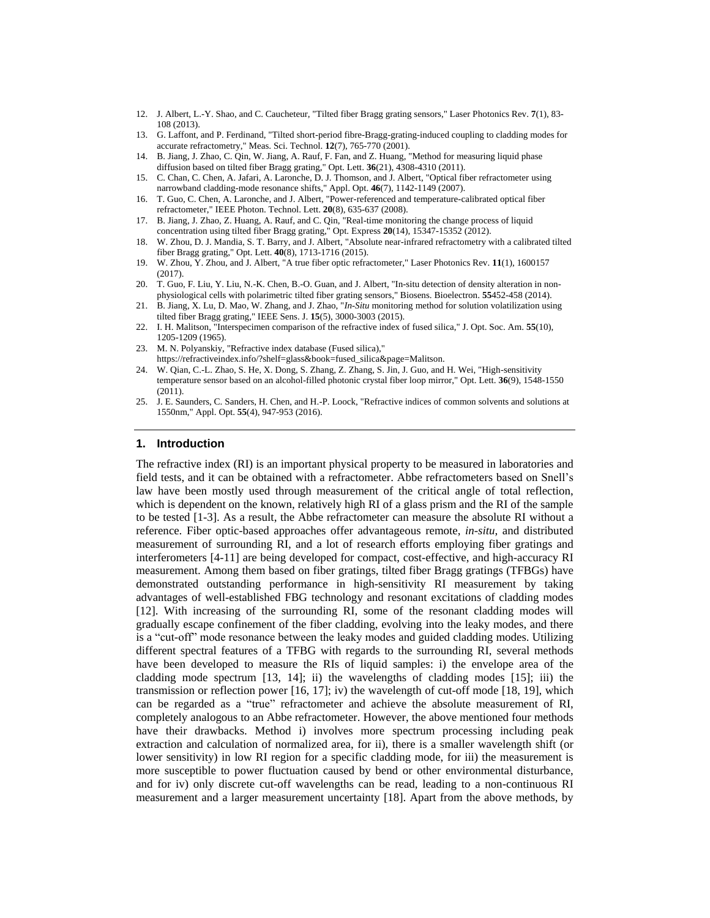12. J. Albert, L.-Y. Shao, and C. Caucheteur, "Tilted fiber Bragg grating sensors," Laser Photonics Rev. **7**(1), 83-108 (2013).
13. G. Laffont, and P. Ferdinand, "Tilted short-period fibre-Bragg-grating-induced coupling to cladding modes for accurate refractometry," Meas. Sci. Technol. **12**(7), 765-770 (2001).
14. B. Jiang, J. Zhao, C. Qin, W. Jiang, A. Rauf, F. Fan, and Z. Huang, "Method for measuring liquid phase diffusion based on tilted fiber Bragg grating," Opt. Lett. **36**(21), 4308-4310 (2011).
15. C. Chan, C. Chen, A. Jafari, A. Laronche, D. J. Thomson, and J. Albert, "Optical fiber refractometer using narrowband cladding-mode resonance shifts," Appl. Opt. **46**(7), 1142-1149 (2007).
16. T. Guo, C. Chen, A. Laronche, and J. Albert, "Power-referenced and temperature-calibrated optical fiber refractometer," IEEE Photon. Technol. Lett. **20**(8), 635-637 (2008).
17. B. Jiang, J. Zhao, Z. Huang, A. Rauf, and C. Qin, "Real-time monitoring the change process of liquid concentration using tilted fiber Bragg grating," Opt. Express **20**(14), 15347-15352 (2012).
18. W. Zhou, D. J. Mandia, S. T. Barry, and J. Albert, "Absolute near-infrared refractometry with a calibrated tilted fiber Bragg grating," Opt. Lett. **40**(8), 1713-1716 (2015).
19. W. Zhou, Y. Zhou, and J. Albert, "A true fiber optic refractometer," Laser Photonics Rev. **11**(1), 1600157 (2017).
20. T. Guo, F. Liu, Y. Liu, N.-K. Chen, B.-O. Guan, and J. Albert, "In-situ detection of density alteration in non-physiological cells with polarimetric tilted fiber grating sensors," Biosens. Bioelectron. **55**452-458 (2014).
21. B. Jiang, X. Lu, D. Mao, W. Zhang, and J. Zhao, "*In-Situ* monitoring method for solution volatilization using tilted fiber Bragg grating," IEEE Sens. J. **15**(5), 3000-3003 (2015).
22. I. H. Malitson, "Interspecimen comparison of the refractive index of fused silica," J. Opt. Soc. Am. **55**(10), 1205-1209 (1965).
23. M. N. Polyanskiy, "Refractive index database (Fused silica)," https://refractiveindex.info/?shelf=glass&book=fused_silica&page=Malitson.
24. W. Qian, C.-L. Zhao, S. He, X. Dong, S. Zhang, Z. Zhang, S. Jin, J. Guo, and H. Wei, "High-sensitivity temperature sensor based on an alcohol-filled photonic crystal fiber loop mirror," Opt. Lett. **36**(9), 1548-1550 (2011).
25. J. E. Saunders, C. Sanders, H. Chen, and H.-P. Loock, "Refractive indices of common solvents and solutions at 1550nm," Appl. Opt. **55**(4), 947-953 (2016).

## 1. Introduction

The refractive index (RI) is an important physical property to be measured in laboratories and field tests, and it can be obtained with a refractometer. Abbe refractometers based on Snell's law have been mostly used through measurement of the critical angle of total reflection, which is dependent on the known, relatively high RI of a glass prism and the RI of the sample to be tested [1-3]. As a result, the Abbe refractometer can measure the absolute RI without a reference. Fiber optic-based approaches offer advantageous remote, *in-situ*, and distributed measurement of surrounding RI, and a lot of research efforts employing fiber gratings and interferometers [4-11] are being developed for compact, cost-effective, and high-accuracy RI measurement. Among them based on fiber gratings, tilted fiber Bragg gratings (TFBGs) have demonstrated outstanding performance in high-sensitivity RI measurement by taking advantages of well-established FBG technology and resonant excitations of cladding modes [12]. With increasing of the surrounding RI, some of the resonant cladding modes will gradually escape confinement of the fiber cladding, evolving into the leaky modes, and there is a "cut-off" mode resonance between the leaky modes and guided cladding modes. Utilizing different spectral features of a TFBG with regards to the surrounding RI, several methods have been developed to measure the RIs of liquid samples: i) the envelope area of the cladding mode spectrum [13, 14]; ii) the wavelengths of cladding modes [15]; iii) the transmission or reflection power [16, 17]; iv) the wavelength of cut-off mode [18, 19], which can be regarded as a "true" refractometer and achieve the absolute measurement of RI, completely analogous to an Abbe refractometer. However, the above mentioned four methods have their drawbacks. Method i) involves more spectrum processing including peak extraction and calculation of normalized area, for ii), there is a smaller wavelength shift (or lower sensitivity) in low RI region for a specific cladding mode, for iii) the measurement is more susceptible to power fluctuation caused by bend or other environmental disturbance, and for iv) only discrete cut-off wavelengths can be read, leading to a non-continuous RI measurement and a larger measurement uncertainty [18]. Apart from the above methods, by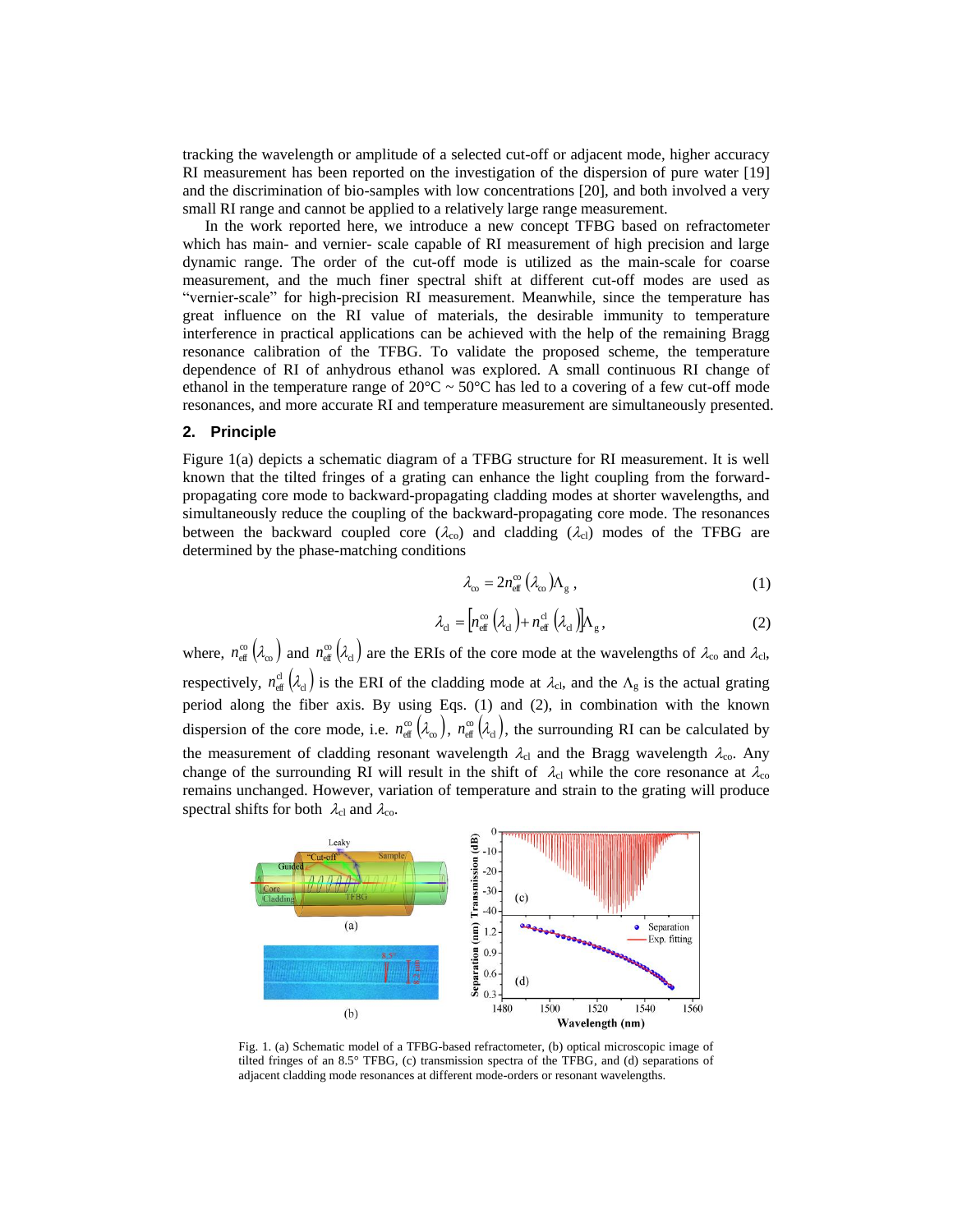tracking the wavelength or amplitude of a selected cut-off or adjacent mode, higher accuracy RI measurement has been reported on the investigation of the dispersion of pure water [19] and the discrimination of bio-samples with low concentrations [20], and both involved a very small RI range and cannot be applied to a relatively large range measurement.

In the work reported here, we introduce a new concept TFBG based on refractometer which has main- and vernier- scale capable of RI measurement of high precision and large dynamic range. The order of the cut-off mode is utilized as the main-scale for coarse measurement, and the much finer spectral shift at different cut-off modes are used as "vernier-scale" for high-precision RI measurement. Meanwhile, since the temperature has great influence on the RI value of materials, the desirable immunity to temperature interference in practical applications can be achieved with the help of the remaining Bragg resonance calibration of the TFBG. To validate the proposed scheme, the temperature dependence of RI of anhydrous ethanol was explored. A small continuous RI change of ethanol in the temperature range of 20°C ~ 50°C has led to a covering of a few cut-off mode resonances, and more accurate RI and temperature measurement are simultaneously presented.

## 2. Principle

Figure 1(a) depicts a schematic diagram of a TFBG structure for RI measurement. It is well known that the tilted fringes of a grating can enhance the light coupling from the forward-propagating core mode to backward-propagating cladding modes at shorter wavelengths, and simultaneously reduce the coupling of the backward-propagating core mode. The resonances between the backward coupled core ($\lambda_{co}$) and cladding ($\lambda_{cl}$) modes of the TFBG are determined by the phase-matching conditions

$$\lambda_{co} = 2n_{eff}^{co}\left(\lambda_{co}\right)\Lambda_g \,, \tag{1}$$

$$\lambda_{cl} = \left[n_{eff}^{co}\left(\lambda_{cl}\right) + n_{eff}^{cl}\left(\lambda_{cl}\right)\right]\Lambda_g \,, \tag{2}$$

where, $n_{eff}^{co}\left(\lambda_{co}\right)$ and $n_{eff}^{co}\left(\lambda_{cl}\right)$ are the ERIs of the core mode at the wavelengths of $\lambda_{co}$ and $\lambda_{cl}$, respectively, $n_{eff}^{cl}\left(\lambda_{cl}\right)$ is the ERI of the cladding mode at $\lambda_{cl}$, and the $\Lambda_g$ is the actual grating period along the fiber axis. By using Eqs. (1) and (2), in combination with the known dispersion of the core mode, i.e. $n_{eff}^{co}\left(\lambda_{co}\right)$, $n_{eff}^{co}\left(\lambda_{cl}\right)$, the surrounding RI can be calculated by the measurement of cladding resonant wavelength $\lambda_{cl}$ and the Bragg wavelength $\lambda_{co}$. Any change of the surrounding RI will result in the shift of $\lambda_{cl}$ while the core resonance at $\lambda_{co}$ remains unchanged. However, variation of temperature and strain to the grating will produce spectral shifts for both $\lambda_{cl}$ and $\lambda_{co}$.

Fig. 1. (a) Schematic model of a TFBG-based refractometer, (b) optical microscopic image of tilted fringes of an 8.5° TFBG, (c) transmission spectra of the TFBG, and (d) separations of adjacent cladding mode resonances at different mode-orders or resonant wavelengths.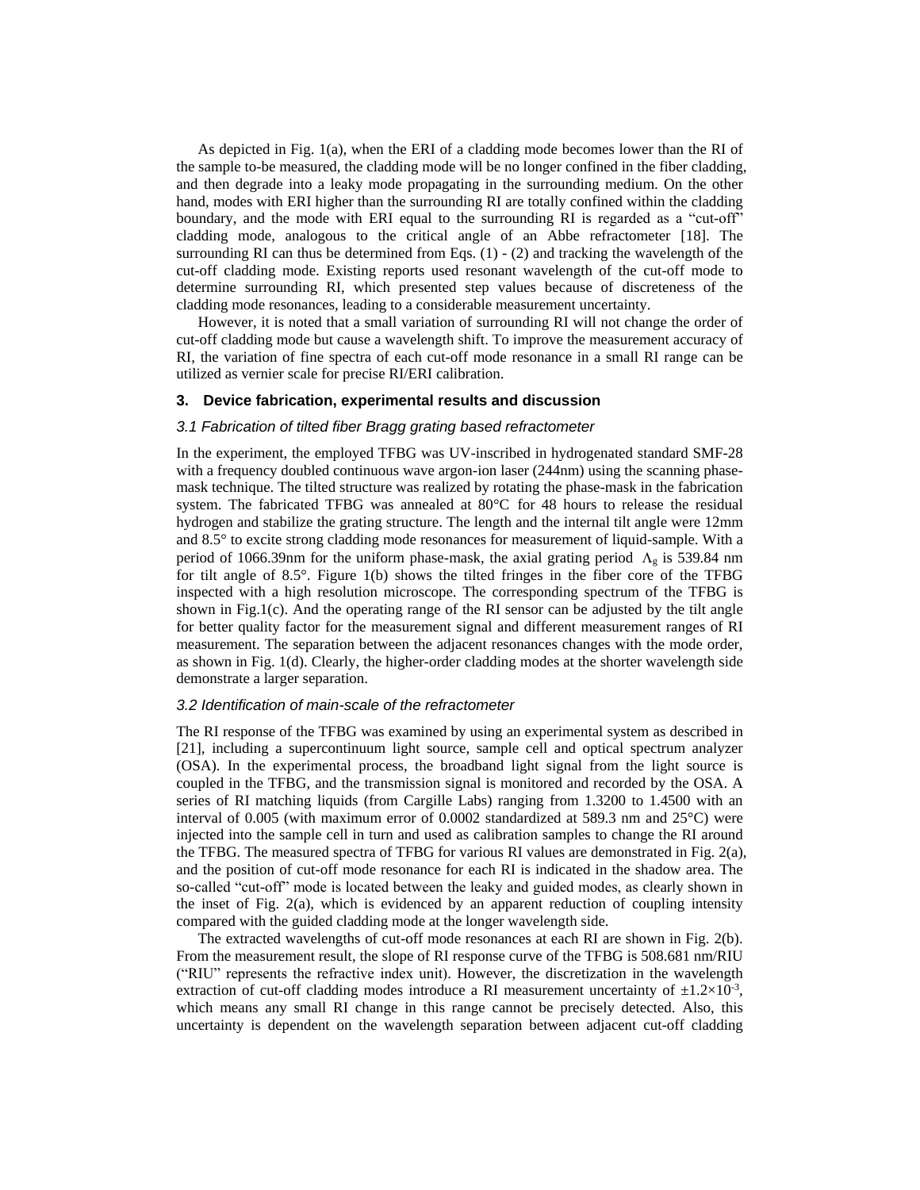As depicted in Fig. 1(a), when the ERI of a cladding mode becomes lower than the RI of the sample to-be measured, the cladding mode will be no longer confined in the fiber cladding, and then degrade into a leaky mode propagating in the surrounding medium. On the other hand, modes with ERI higher than the surrounding RI are totally confined within the cladding boundary, and the mode with ERI equal to the surrounding RI is regarded as a "cut-off" cladding mode, analogous to the critical angle of an Abbe refractometer [18]. The surrounding RI can thus be determined from Eqs. (1) - (2) and tracking the wavelength of the cut-off cladding mode. Existing reports used resonant wavelength of the cut-off mode to determine surrounding RI, which presented step values because of discreteness of the cladding mode resonances, leading to a considerable measurement uncertainty.

However, it is noted that a small variation of surrounding RI will not change the order of cut-off cladding mode but cause a wavelength shift. To improve the measurement accuracy of RI, the variation of fine spectra of each cut-off mode resonance in a small RI range can be utilized as vernier scale for precise RI/ERI calibration.

## 3. Device fabrication, experimental results and discussion

### *3.1 Fabrication of tilted fiber Bragg grating based refractometer*

In the experiment, the employed TFBG was UV-inscribed in hydrogenated standard SMF-28 with a frequency doubled continuous wave argon-ion laser (244nm) using the scanning phase-mask technique. The tilted structure was realized by rotating the phase-mask in the fabrication system. The fabricated TFBG was annealed at 80°C for 48 hours to release the residual hydrogen and stabilize the grating structure. The length and the internal tilt angle were 12mm and 8.5° to excite strong cladding mode resonances for measurement of liquid-sample. With a period of 1066.39nm for the uniform phase-mask, the axial grating period $\Lambda_g$ is 539.84 nm for tilt angle of 8.5°. Figure 1(b) shows the tilted fringes in the fiber core of the TFBG inspected with a high resolution microscope. The corresponding spectrum of the TFBG is shown in Fig.1(c). And the operating range of the RI sensor can be adjusted by the tilt angle for better quality factor for the measurement signal and different measurement ranges of RI measurement. The separation between the adjacent resonances changes with the mode order, as shown in Fig. 1(d). Clearly, the higher-order cladding modes at the shorter wavelength side demonstrate a larger separation.

### *3.2 Identification of main-scale of the refractometer*

The RI response of the TFBG was examined by using an experimental system as described in [21], including a supercontinuum light source, sample cell and optical spectrum analyzer (OSA). In the experimental process, the broadband light signal from the light source is coupled in the TFBG, and the transmission signal is monitored and recorded by the OSA. A series of RI matching liquids (from Cargille Labs) ranging from 1.3200 to 1.4500 with an interval of 0.005 (with maximum error of 0.0002 standardized at 589.3 nm and 25°C) were injected into the sample cell in turn and used as calibration samples to change the RI around the TFBG. The measured spectra of TFBG for various RI values are demonstrated in Fig. 2(a), and the position of cut-off mode resonance for each RI is indicated in the shadow area. The so-called "cut-off" mode is located between the leaky and guided modes, as clearly shown in the inset of Fig. 2(a), which is evidenced by an apparent reduction of coupling intensity compared with the guided cladding mode at the longer wavelength side.

The extracted wavelengths of cut-off mode resonances at each RI are shown in Fig. 2(b). From the measurement result, the slope of RI response curve of the TFBG is 508.681 nm/RIU ("RIU" represents the refractive index unit). However, the discretization in the wavelength extraction of cut-off cladding modes introduce a RI measurement uncertainty of $\pm 1.2\times10^{-3}$, which means any small RI change in this range cannot be precisely detected. Also, this uncertainty is dependent on the wavelength separation between adjacent cut-off cladding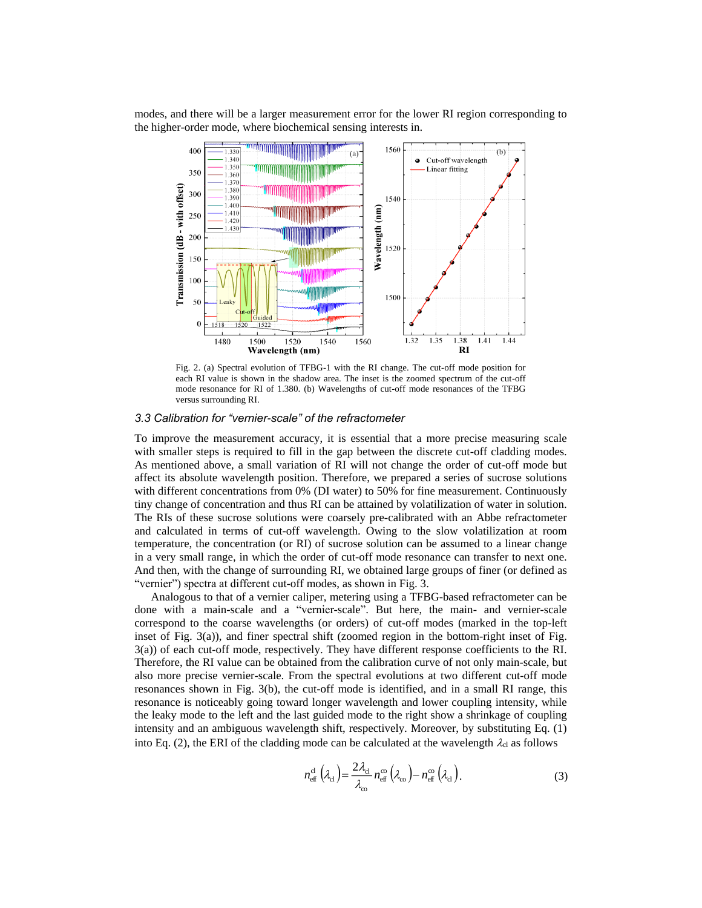modes, and there will be a larger measurement error for the lower RI region corresponding to the higher-order mode, where biochemical sensing interests in.

Fig. 2. (a) Spectral evolution of TFBG-1 with the RI change. The cut-off mode position for each RI value is shown in the shadow area. The inset is the zoomed spectrum of the cut-off mode resonance for RI of 1.380. (b) Wavelengths of cut-off mode resonances of the TFBG versus surrounding RI.

### *3.3 Calibration for "vernier-scale" of the refractometer*

To improve the measurement accuracy, it is essential that a more precise measuring scale with smaller steps is required to fill in the gap between the discrete cut-off cladding modes. As mentioned above, a small variation of RI will not change the order of cut-off mode but affect its absolute wavelength position. Therefore, we prepared a series of sucrose solutions with different concentrations from 0% (DI water) to 50% for fine measurement. Continuously tiny change of concentration and thus RI can be attained by volatilization of water in solution. The RIs of these sucrose solutions were coarsely pre-calibrated with an Abbe refractometer and calculated in terms of cut-off wavelength. Owing to the slow volatilization at room temperature, the concentration (or RI) of sucrose solution can be assumed to a linear change in a very small range, in which the order of cut-off mode resonance can transfer to next one. And then, with the change of surrounding RI, we obtained large groups of finer (or defined as "vernier") spectra at different cut-off modes, as shown in Fig. 3.

Analogous to that of a vernier caliper, metering using a TFBG-based refractometer can be done with a main-scale and a "vernier-scale". But here, the main- and vernier-scale correspond to the coarse wavelengths (or orders) of cut-off modes (marked in the top-left inset of Fig. 3(a)), and finer spectral shift (zoomed region in the bottom-right inset of Fig. 3(a)) of each cut-off mode, respectively. They have different response coefficients to the RI. Therefore, the RI value can be obtained from the calibration curve of not only main-scale, but also more precise vernier-scale. From the spectral evolutions at two different cut-off mode resonances shown in Fig. 3(b), the cut-off mode is identified, and in a small RI range, this resonance is noticeably going toward longer wavelength and lower coupling intensity, while the leaky mode to the left and the last guided mode to the right show a shrinkage of coupling intensity and an ambiguous wavelength shift, respectively. Moreover, by substituting Eq. (1) into Eq. (2), the ERI of the cladding mode can be calculated at the wavelength $\lambda_{cl}$ as follows

$$n_{eff}^{cl}\left(\lambda_{cl}\right)=\frac{2\lambda_{cl}}{\lambda_{co}}n_{eff}^{co}\left(\lambda_{co}\right)-n_{eff}^{co}\left(\lambda_{cl}\right). \tag{3}$$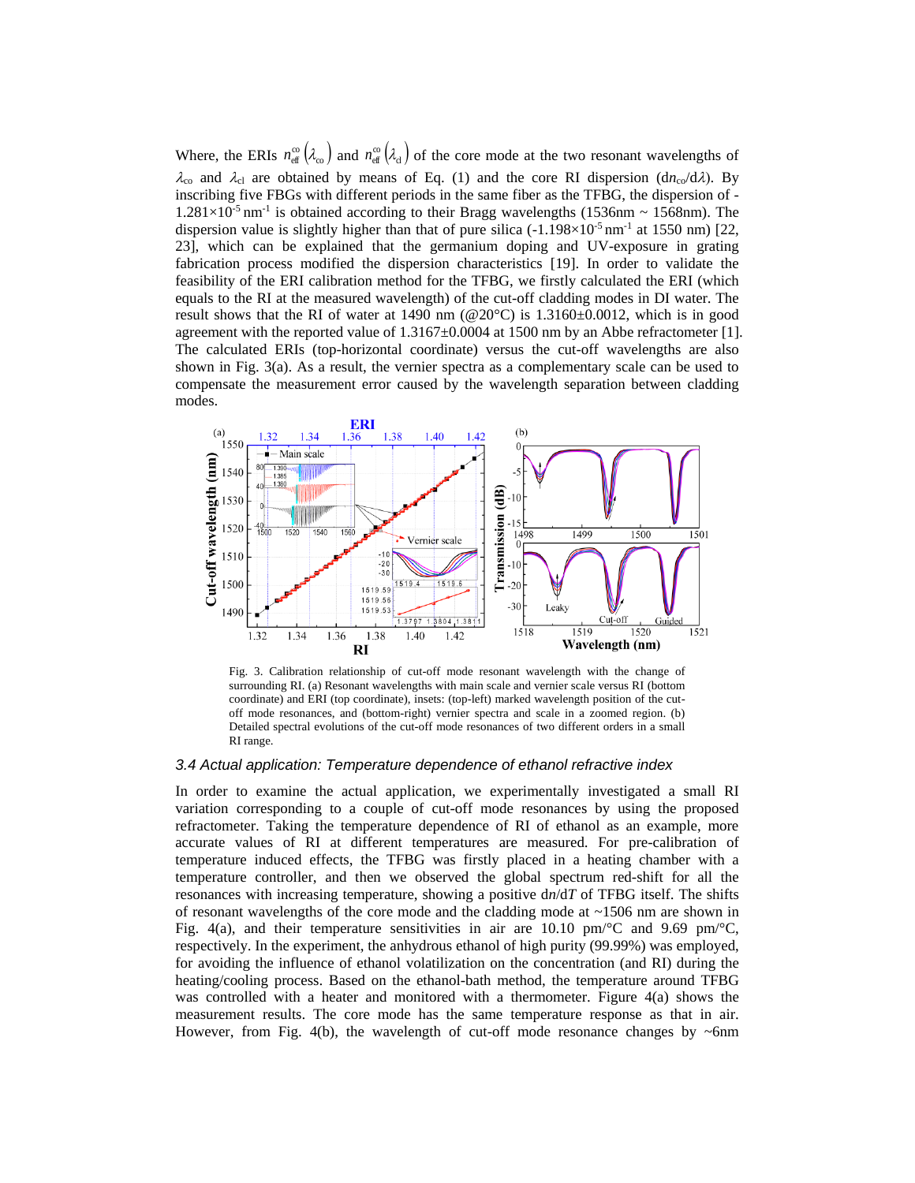Where, the ERIs $n_{\mathrm{eff}}^{\mathrm{co}}(\lambda_{\mathrm{co}})$ and $n_{\mathrm{eff}}^{\mathrm{co}}(\lambda_{\mathrm{cl}})$ of the core mode at the two resonant wavelengths of $\lambda_{\mathrm{co}}$ and $\lambda_{\mathrm{cl}}$ are obtained by means of Eq. (1) and the core RI dispersion ($dn_{\mathrm{co}}/d\lambda$). By inscribing five FBGs with different periods in the same fiber as the TFBG, the dispersion of $-1.281\times10^{-5}$ nm$^{-1}$ is obtained according to their Bragg wavelengths (1536nm ~ 1568nm). The dispersion value is slightly higher than that of pure silica ($-1.198\times10^{-5}$ nm$^{-1}$ at 1550 nm) [22, 23], which can be explained that the germanium doping and UV-exposure in grating fabrication process modified the dispersion characteristics [19]. In order to validate the feasibility of the ERI calibration method for the TFBG, we firstly calculated the ERI (which equals to the RI at the measured wavelength) of the cut-off cladding modes in DI water. The result shows that the RI of water at 1490 nm (@20°C) is 1.3160±0.0012, which is in good agreement with the reported value of 1.3167±0.0004 at 1500 nm by an Abbe refractometer [1]. The calculated ERIs (top-horizontal coordinate) versus the cut-off wavelengths are also shown in Fig. 3(a). As a result, the vernier spectra as a complementary scale can be used to compensate the measurement error caused by the wavelength separation between cladding modes.

Fig. 3. Calibration relationship of cut-off mode resonant wavelength with the change of surrounding RI. (a) Resonant wavelengths with main scale and vernier scale versus RI (bottom coordinate) and ERI (top coordinate), insets: (top-left) marked wavelength position of the cut-off mode resonances, and (bottom-right) vernier spectra and scale in a zoomed region. (b) Detailed spectral evolutions of the cut-off mode resonances of two different orders in a small RI range.

### *3.4 Actual application: Temperature dependence of ethanol refractive index*

In order to examine the actual application, we experimentally investigated a small RI variation corresponding to a couple of cut-off mode resonances by using the proposed refractometer. Taking the temperature dependence of RI of ethanol as an example, more accurate values of RI at different temperatures are measured. For pre-calibration of temperature induced effects, the TFBG was firstly placed in a heating chamber with a temperature controller, and then we observed the global spectrum red-shift for all the resonances with increasing temperature, showing a positive $dn/dT$ of TFBG itself. The shifts of resonant wavelengths of the core mode and the cladding mode at ~1506 nm are shown in Fig. 4(a), and their temperature sensitivities in air are 10.10 pm/°C and 9.69 pm/°C, respectively. In the experiment, the anhydrous ethanol of high purity (99.99%) was employed, for avoiding the influence of ethanol volatilization on the concentration (and RI) during the heating/cooling process. Based on the ethanol-bath method, the temperature around TFBG was controlled with a heater and monitored with a thermometer. Figure 4(a) shows the measurement results. The core mode has the same temperature response as that in air. However, from Fig. 4(b), the wavelength of cut-off mode resonance changes by ~6nm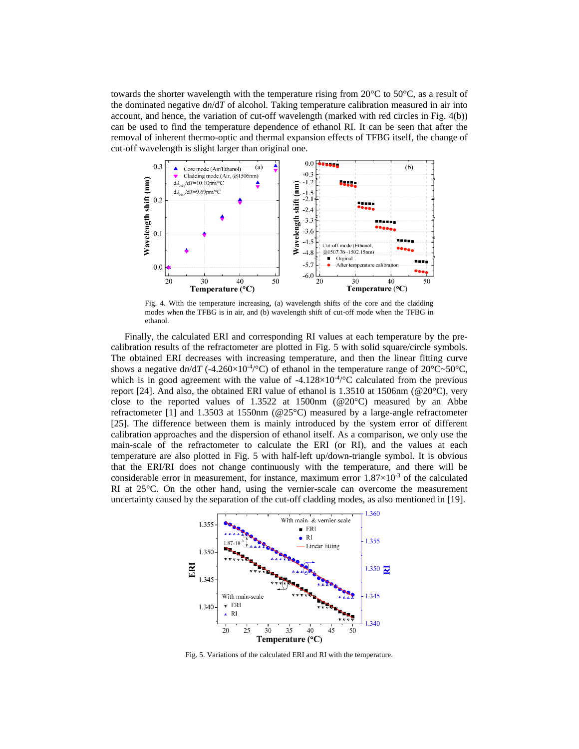towards the shorter wavelength with the temperature rising from 20°C to 50°C, as a result of the dominated negative d$n$/d$T$ of alcohol. Taking temperature calibration measured in air into account, and hence, the variation of cut-off wavelength (marked with red circles in Fig. 4(b)) can be used to find the temperature dependence of ethanol RI. It can be seen that after the removal of inherent thermo-optic and thermal expansion effects of TFBG itself, the change of cut-off wavelength is slight larger than original one.

Fig. 4. With the temperature increasing, (a) wavelength shifts of the core and the cladding modes when the TFBG is in air, and (b) wavelength shift of cut-off mode when the TFBG in ethanol.

Finally, the calculated ERI and corresponding RI values at each temperature by the pre-calibration results of the refractometer are plotted in Fig. 5 with solid square/circle symbols. The obtained ERI decreases with increasing temperature, and then the linear fitting curve shows a negative d$n$/d$T$ ($-4.260\times10^{-4}$/°C) of ethanol in the temperature range of 20°C~50°C, which is in good agreement with the value of $-4.128\times10^{-4}$/°C calculated from the previous report [24]. And also, the obtained ERI value of ethanol is 1.3510 at 1506nm (@20°C), very close to the reported values of 1.3522 at 1500nm (@20°C) measured by an Abbe refractometer [1] and 1.3503 at 1550nm (@25°C) measured by a large-angle refractometer [25]. The difference between them is mainly introduced by the system error of different calibration approaches and the dispersion of ethanol itself. As a comparison, we only use the main-scale of the refractometer to calculate the ERI (or RI), and the values at each temperature are also plotted in Fig. 5 with half-left up/down-triangle symbol. It is obvious that the ERI/RI does not change continuously with the temperature, and there will be considerable error in measurement, for instance, maximum error $1.87\times10^{-3}$ of the calculated RI at 25°C. On the other hand, using the vernier-scale can overcome the measurement uncertainty caused by the separation of the cut-off cladding modes, as also mentioned in [19].

Fig. 5. Variations of the calculated ERI and RI with the temperature.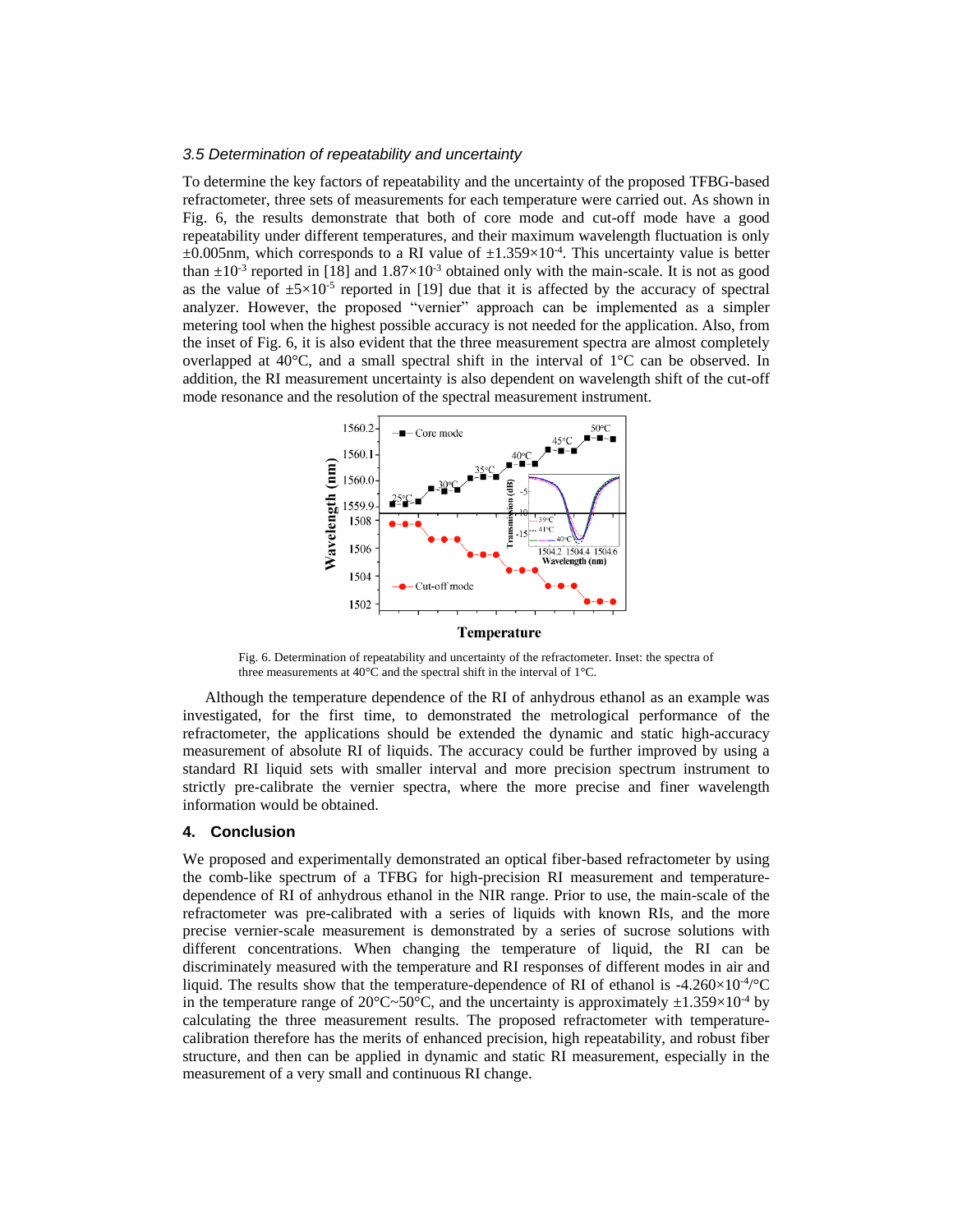### *3.5 Determination of repeatability and uncertainty*

To determine the key factors of repeatability and the uncertainty of the proposed TFBG-based refractometer, three sets of measurements for each temperature were carried out. As shown in Fig. 6, the results demonstrate that both of core mode and cut-off mode have a good repeatability under different temperatures, and their maximum wavelength fluctuation is only ±0.005nm, which corresponds to a RI value of $\pm1.359\times10^{-4}$. This uncertainty value is better than $\pm10^{-3}$ reported in [18] and $1.87\times10^{-3}$ obtained only with the main-scale. It is not as good as the value of $\pm5\times10^{-5}$ reported in [19] due that it is affected by the accuracy of spectral analyzer. However, the proposed "vernier" approach can be implemented as a simpler metering tool when the highest possible accuracy is not needed for the application. Also, from the inset of Fig. 6, it is also evident that the three measurement spectra are almost completely overlapped at 40°C, and a small spectral shift in the interval of 1°C can be observed. In addition, the RI measurement uncertainty is also dependent on wavelength shift of the cut-off mode resonance and the resolution of the spectral measurement instrument.

Fig. 6. Determination of repeatability and uncertainty of the refractometer. Inset: the spectra of three measurements at 40°C and the spectral shift in the interval of 1°C.

Although the temperature dependence of the RI of anhydrous ethanol as an example was investigated, for the first time, to demonstrated the metrological performance of the refractometer, the applications should be extended the dynamic and static high-accuracy measurement of absolute RI of liquids. The accuracy could be further improved by using a standard RI liquid sets with smaller interval and more precision spectrum instrument to strictly pre-calibrate the vernier spectra, where the more precise and finer wavelength information would be obtained.

## 4. Conclusion

We proposed and experimentally demonstrated an optical fiber-based refractometer by using the comb-like spectrum of a TFBG for high-precision RI measurement and temperature-dependence of RI of anhydrous ethanol in the NIR range. Prior to use, the main-scale of the refractometer was pre-calibrated with a series of liquids with known RIs, and the more precise vernier-scale measurement is demonstrated by a series of sucrose solutions with different concentrations. When changing the temperature of liquid, the RI can be discriminately measured with the temperature and RI responses of different modes in air and liquid. The results show that the temperature-dependence of RI of ethanol is $-4.260\times10^{-4}$/°C in the temperature range of 20°C~50°C, and the uncertainty is approximately $\pm1.359\times10^{-4}$ by calculating the three measurement results. The proposed refractometer with temperature-calibration therefore has the merits of enhanced precision, high repeatability, and robust fiber structure, and then can be applied in dynamic and static RI measurement, especially in the measurement of a very small and continuous RI change.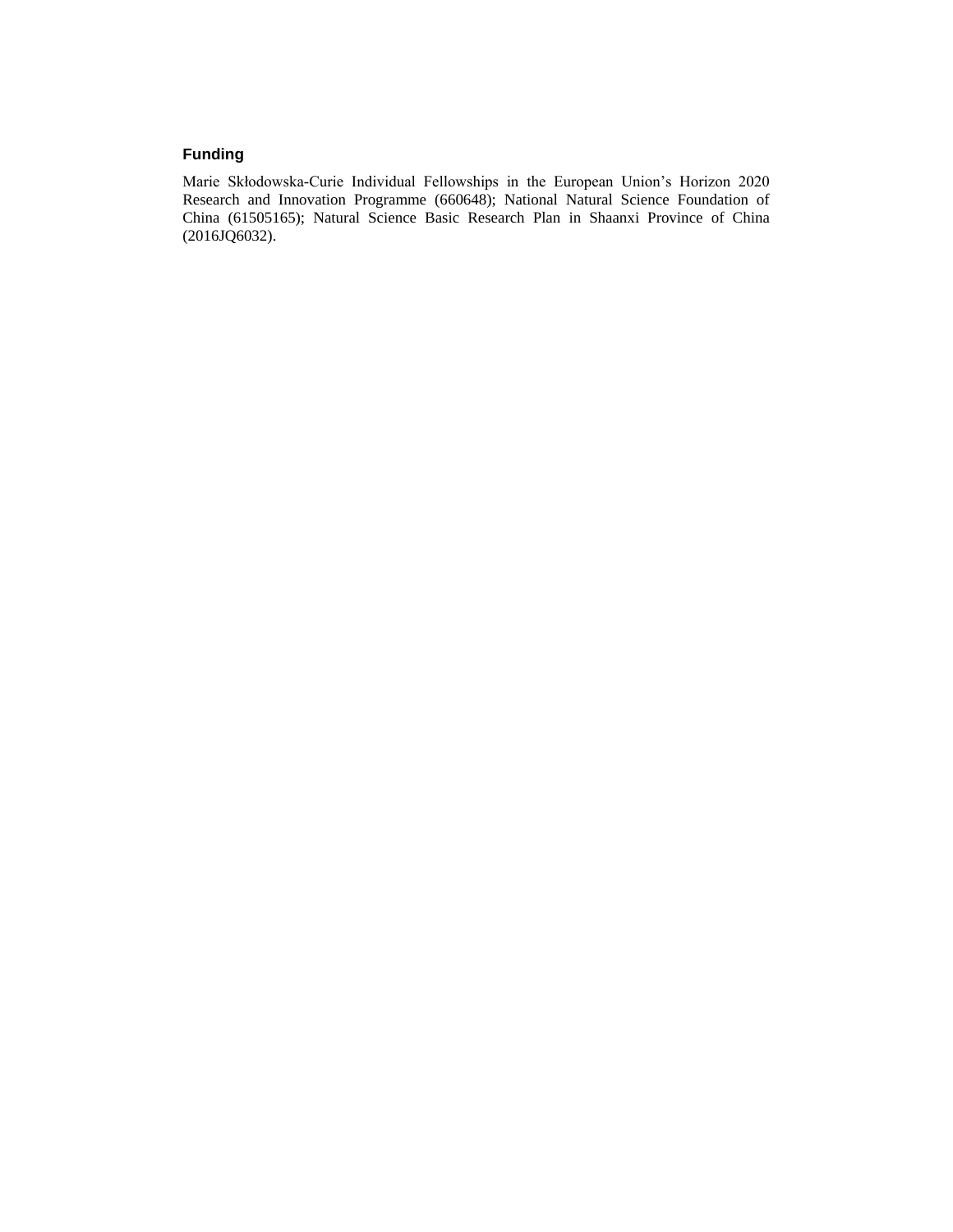### Funding

Marie Skłodowska-Curie Individual Fellowships in the European Union’s Horizon 2020 Research and Innovation Programme (660648); National Natural Science Foundation of China (61505165); Natural Science Basic Research Plan in Shaanxi Province of China (2016JQ6032).